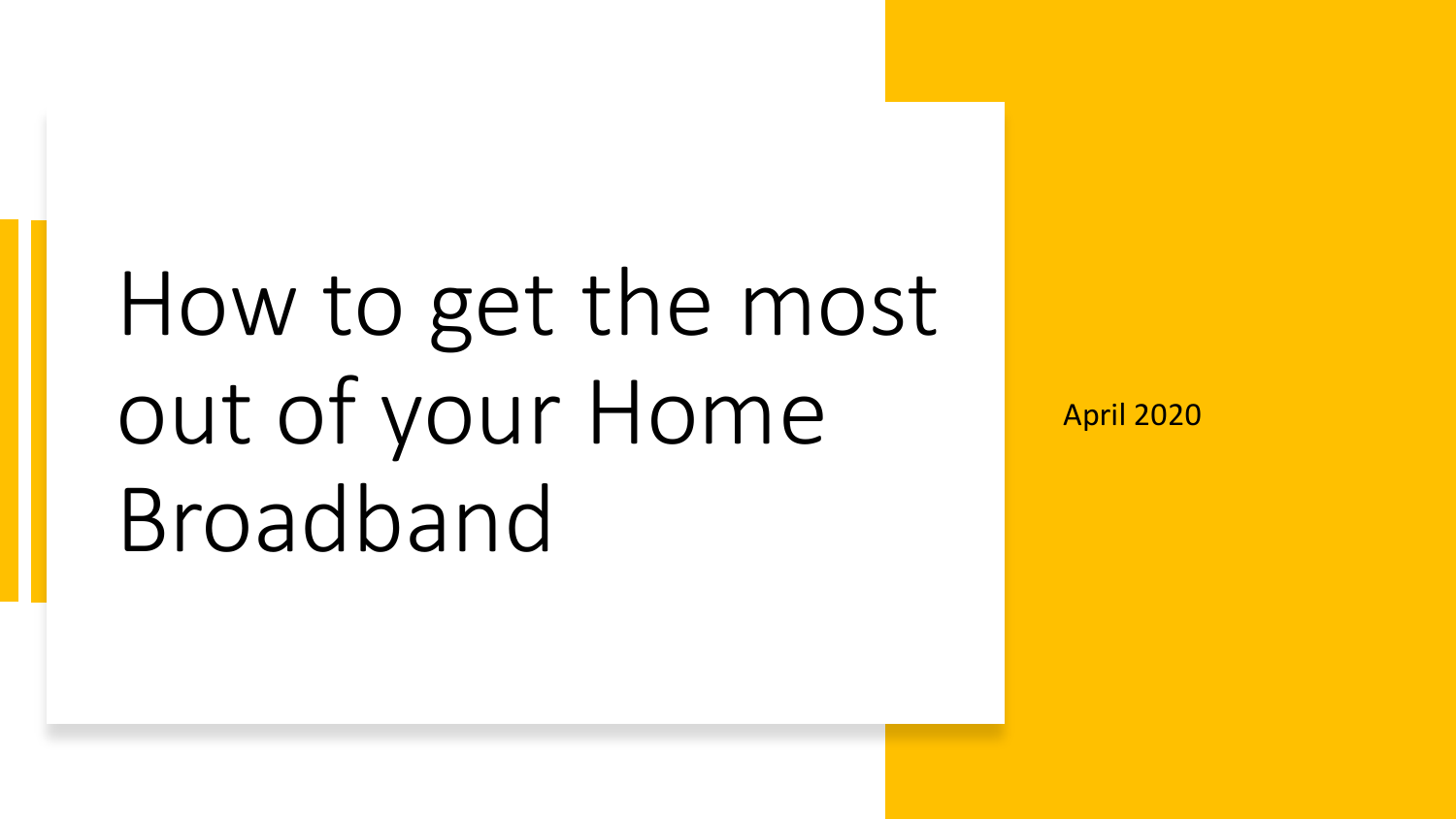# How to get the most out of your Home Broadband

April 2020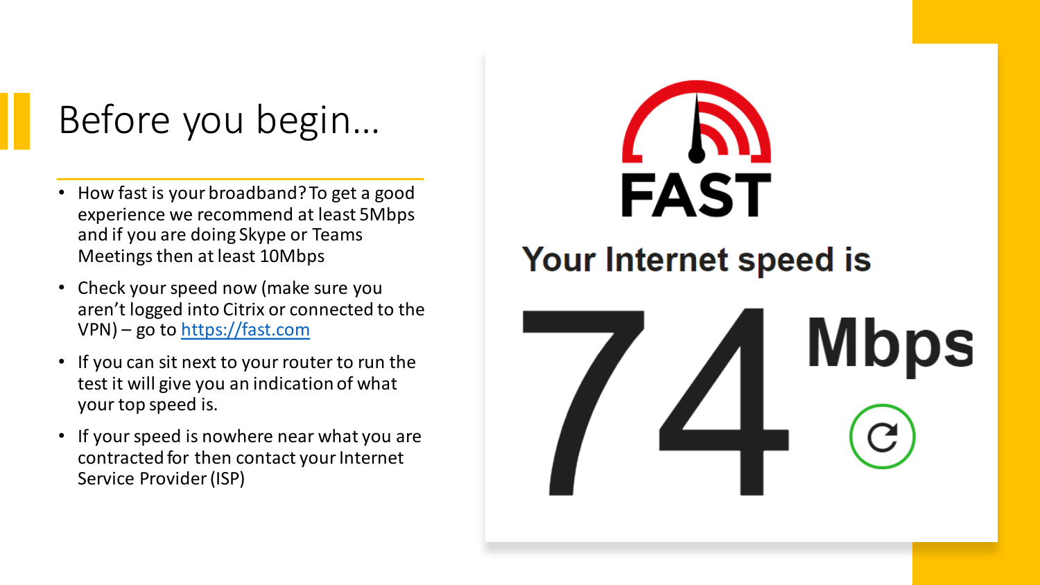# Before you begin...

- How fast is your broadband? To get a good experience we recommend at least 5Mbps and if you are doing Skype or Teams Meetings then at least 10Mbps
- Check your speed now (make sure you aren't logged into Citrix or connected to the VPN) – go to [https://fast.com](https://fast.com)
- If you can sit next to your router to run the test it will give you an indication of what your top speed is.
- If your speed is nowhere near what you are contracted for then contact your Internet Service Provider (ISP)

FAST

Your Internet speed is

74 Mbps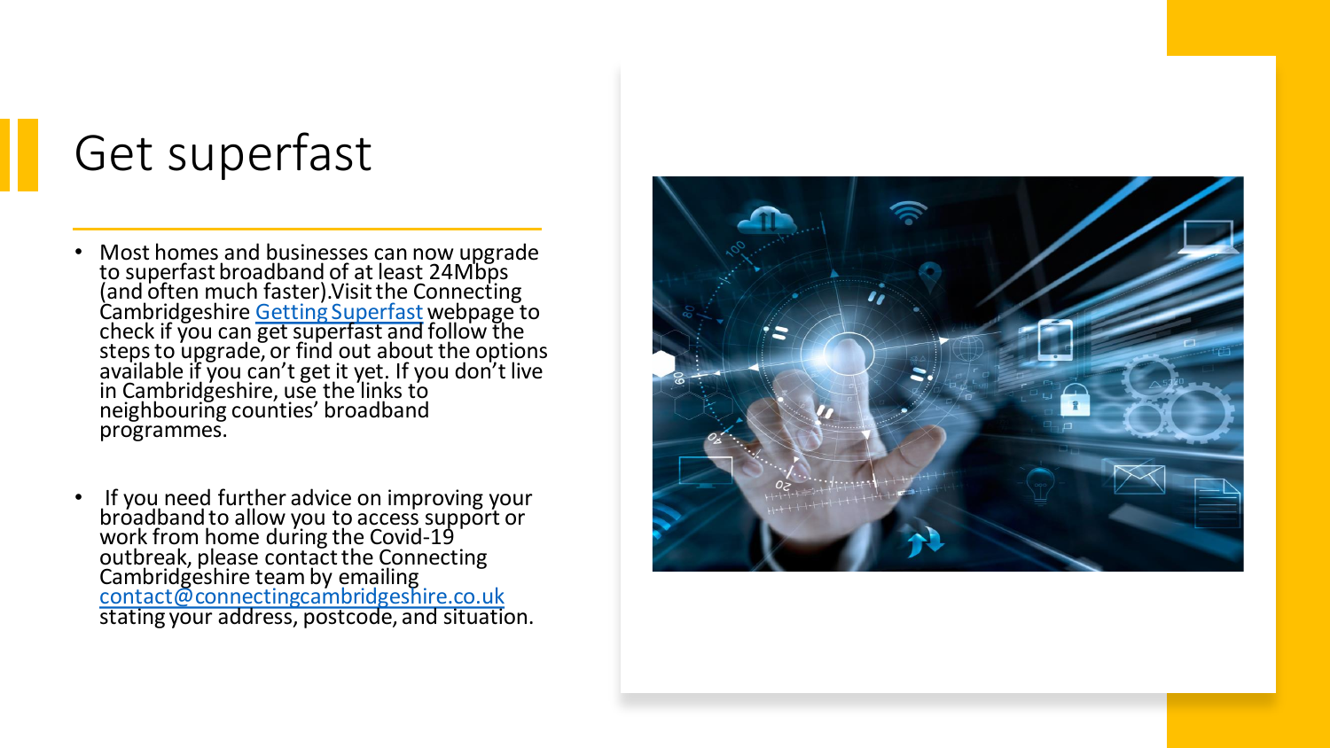# Get superfast

- Most homes and businesses can now upgrade to superfast broadband of at least 24Mbps (and often much faster).Visit the Connecting Cambridgeshire [Getting Superfast]() webpage to check if you can get superfast and follow the steps to upgrade, or find out about the options available if you can't get it yet. If you don't live in Cambridgeshire, use the links to neighbouring counties' broadband programmes.

- If you need further advice on improving your broadband to allow you to access support or work from home during the Covid-19 outbreak, please contact the Connecting Cambridgeshire team by emailing contact@connectingcambridgeshire.co.uk stating your address, postcode, and situation.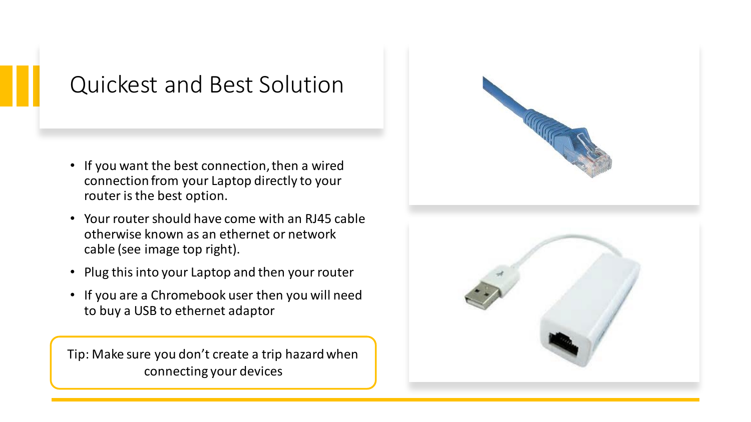# Quickest and Best Solution

- If you want the best connection, then a wired connection from your Laptop directly to your router is the best option.
- Your router should have come with an RJ45 cable otherwise known as an ethernet or network cable (see image top right).
- Plug this into your Laptop and then your router
- If you are a Chromebook user then you will need to buy a USB to ethernet adaptor

Tip: Make sure you don't create a trip hazard when connecting your devices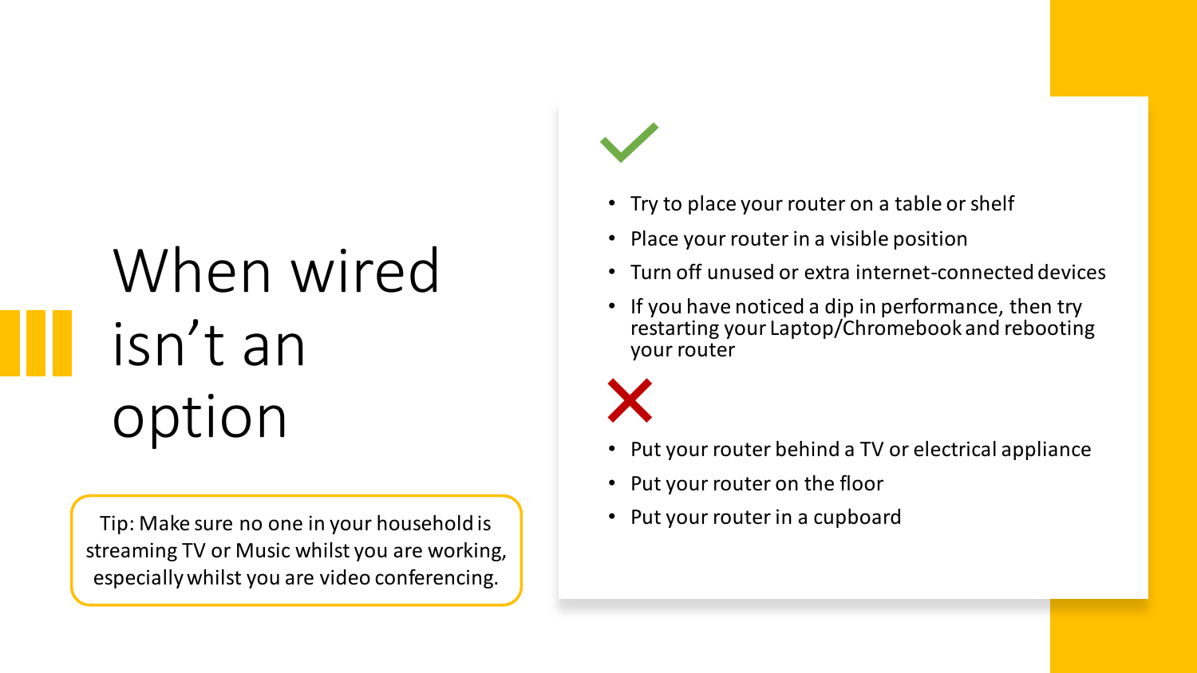# When wired isn't an option

Tip: Make sure no one in your household is streaming TV or Music whilst you are working, especially whilst you are video conferencing.

✓

- Try to place your router on a table or shelf
- Place your router in a visible position
- Turn off unused or extra internet-connected devices
- If you have noticed a dip in performance, then try restarting your Laptop/Chromebook and rebooting your router

✗

- Put your router behind a TV or electrical appliance
- Put your router on the floor
- Put your router in a cupboard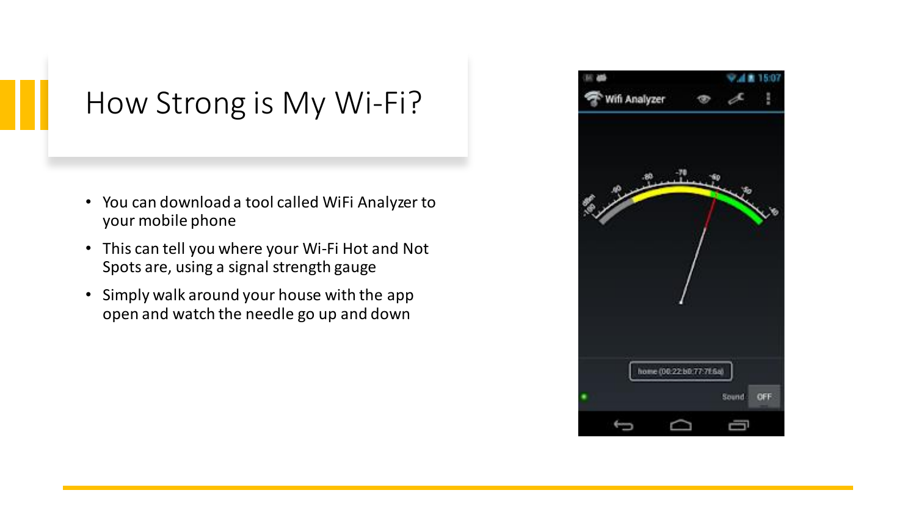# How Strong is My Wi-Fi?

- You can download a tool called WiFi Analyzer to your mobile phone
- This can tell you where your Wi-Fi Hot and Not Spots are, using a signal strength gauge
- Simply walk around your house with the app open and watch the needle go up and down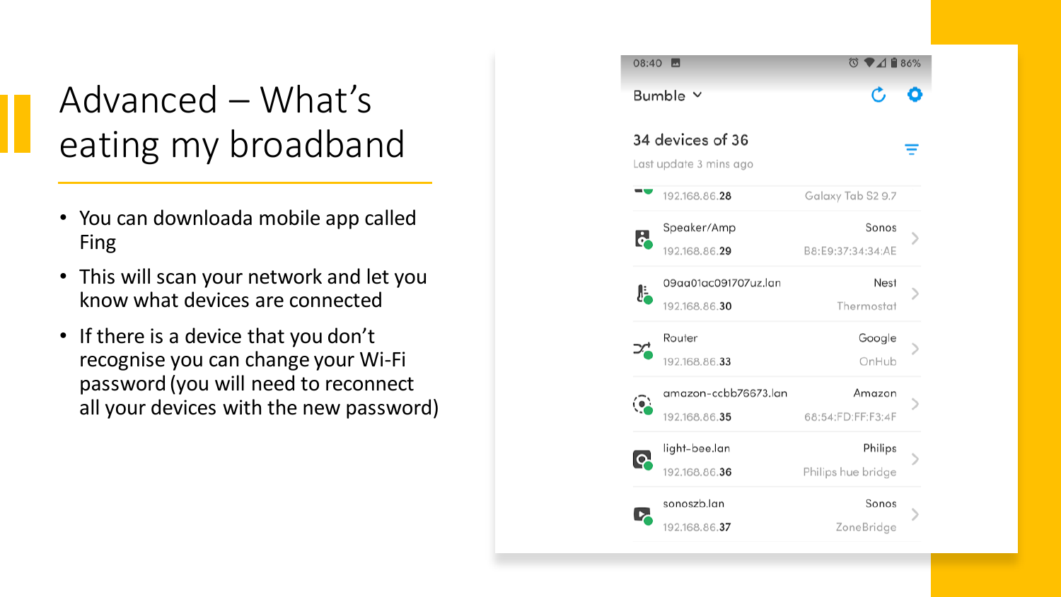# Advanced – What's eating my broadband

- You can downloada mobile app called Fing
- This will scan your network and let you know what devices are connected
- If there is a device that you don't recognise you can change your Wi-Fi password (you will need to reconnect all your devices with the new password)

08:40 86%

Bumble

34 devices of 36

Last update 3 mins ago

| Name | IP | Vendor | Model / MAC |
|---|---|---|---|
| | 192.168.86.28 | | Galaxy Tab S2 9.7 |
| Speaker/Amp | 192.168.86.29 | Sonos | B8:E9:37:34:34:AE |
| 09aa01ac091707uz.lan | 192.168.86.30 | Nest | Thermostat |
| Router | 192.168.86.33 | Google | OnHub |
| amazon-ccbb76673.lan | 192.168.86.35 | Amazon | 68:54:FD:FF:F3:4F |
| light-bee.lan | 192.168.86.36 | Philips | Philips hue bridge |
| sonoszb.lan | 192.168.86.37 | Sonos | ZoneBridge |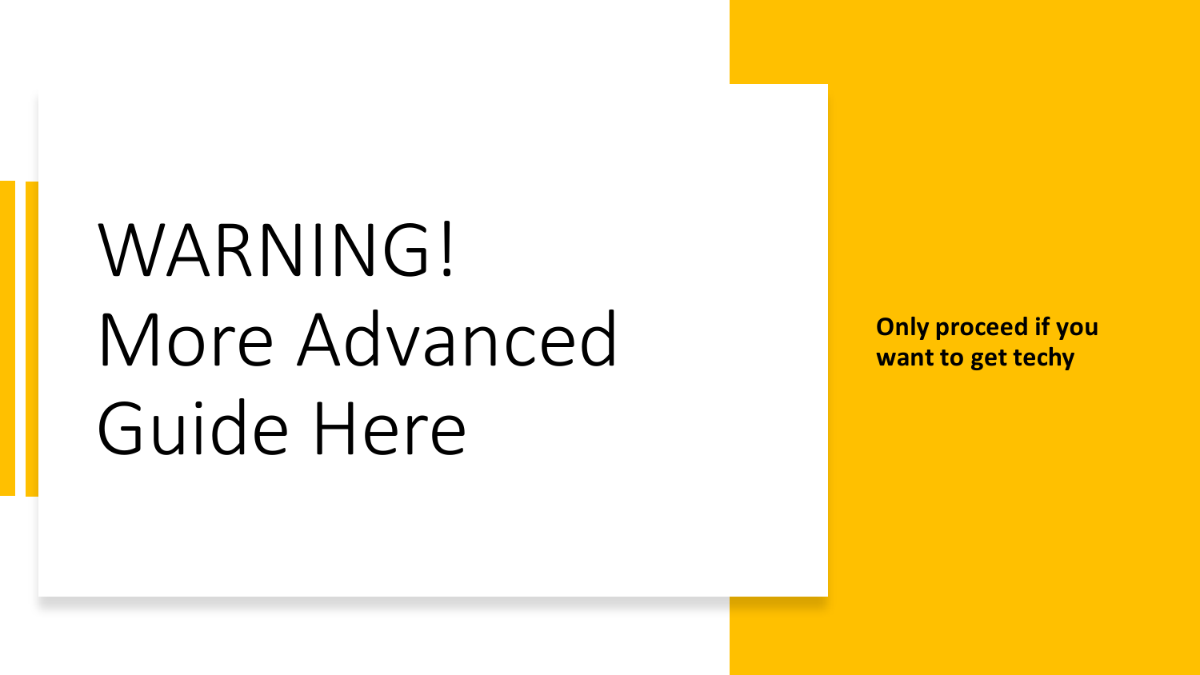# WARNING! More Advanced Guide Here

**Only proceed if you want to get techy**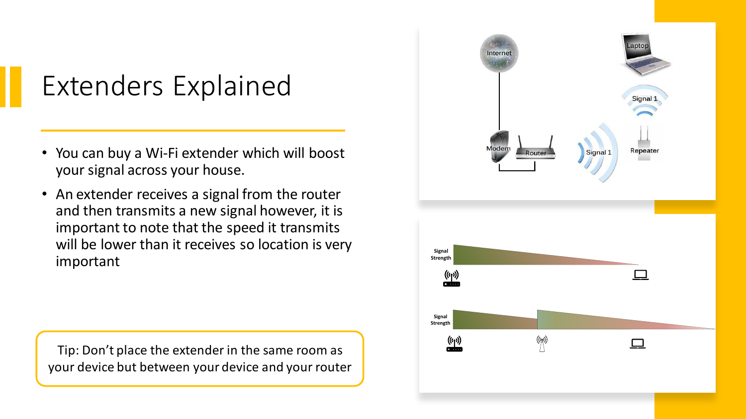# Extenders Explained

- You can buy a Wi-Fi extender which will boost your signal across your house.
- An extender receives a signal from the router and then transmits a new signal however, it is important to note that the speed it transmits will be lower than it receives so location is very important

Tip: Don't place the extender in the same room as your device but between your device and your router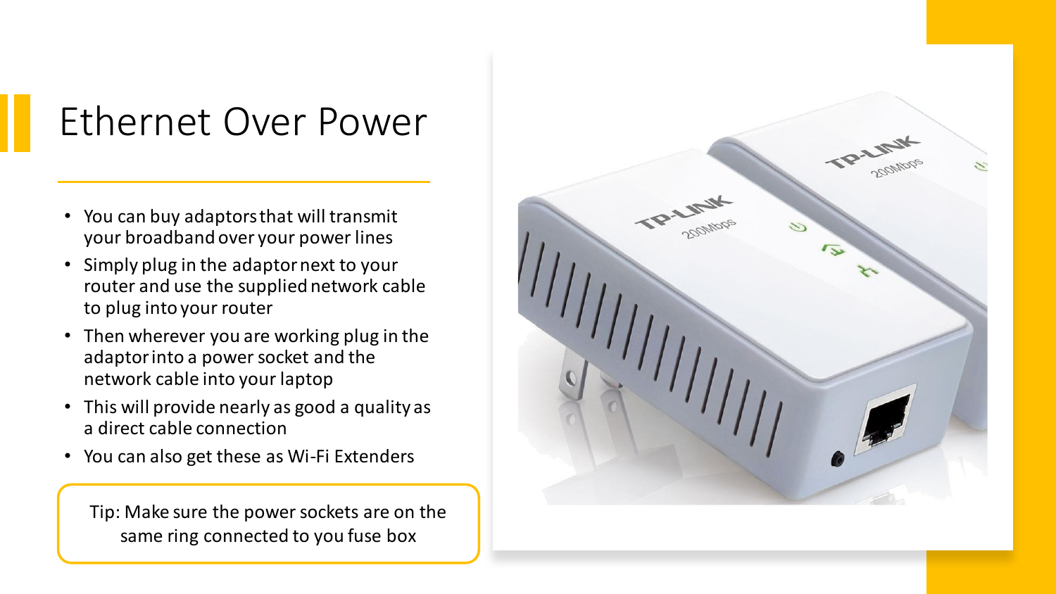# Ethernet Over Power

- You can buy adaptors that will transmit your broadband over your power lines
- Simply plug in the adaptor next to your router and use the supplied network cable to plug into your router
- Then wherever you are working plug in the adaptor into a power socket and the network cable into your laptop
- This will provide nearly as good a quality as a direct cable connection
- You can also get these as Wi-Fi Extenders

Tip: Make sure the power sockets are on the same ring connected to you fuse box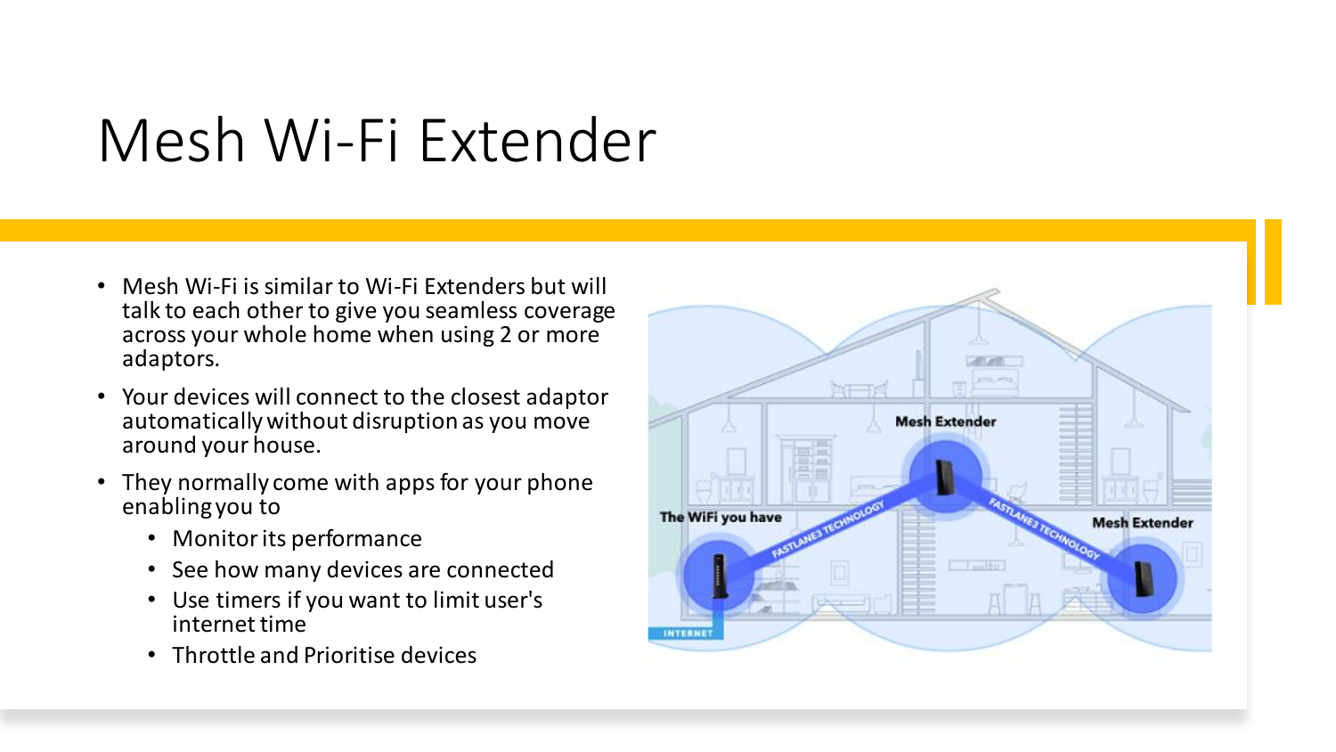# Mesh Wi-Fi Extender

- Mesh Wi-Fi is similar to Wi-Fi Extenders but will talk to each other to give you seamless coverage across your whole home when using 2 or more adaptors.
- Your devices will connect to the closest adaptor automatically without disruption as you move around your house.
- They normally come with apps for your phone enabling you to
  - Monitor its performance
  - See how many devices are connected
  - Use timers if you want to limit user's internet time
  - Throttle and Prioritise devices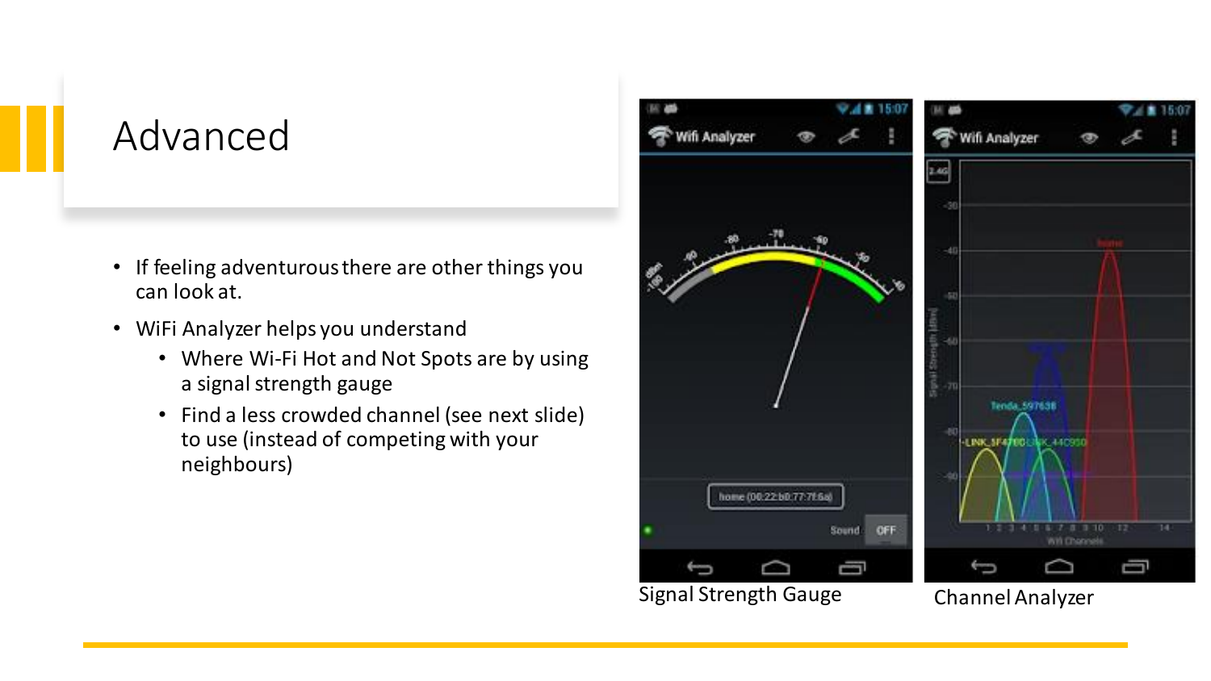# Advanced

- If feeling adventurous there are other things you can look at.
- WiFi Analyzer helps you understand
  - Where Wi-Fi Hot and Not Spots are by using a signal strength gauge
  - Find a less crowded channel (see next slide) to use (instead of competing with your neighbours)

Signal Strength Gauge

Channel Analyzer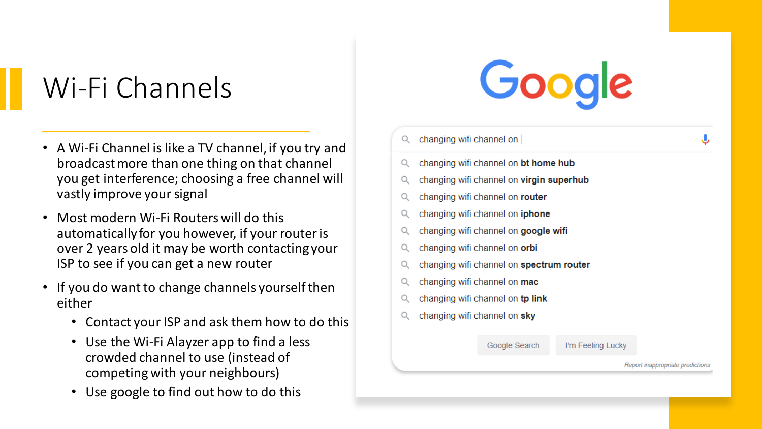# Wi-Fi Channels

- A Wi-Fi Channel is like a TV channel, if you try and broadcast more than one thing on that channel you get interference; choosing a free channel will vastly improve your signal
- Most modern Wi-Fi Routers will do this automatically for you however, if your router is over 2 years old it may be worth contacting your ISP to see if you can get a new router
- If you do want to change channels yourself then either
  - Contact your ISP and ask them how to do this
  - Use the Wi-Fi Alayzer app to find a less crowded channel to use (instead of competing with your neighbours)
  - Use google to find out how to do this

Google

changing wifi channel on |

changing wifi channel on **bt home hub**

changing wifi channel on **virgin superhub**

changing wifi channel on **router**

changing wifi channel on **iphone**

changing wifi channel on **google wifi**

changing wifi channel on **orbi**

changing wifi channel on **spectrum router**

changing wifi channel on **mac**

changing wifi channel on **tp link**

changing wifi channel on **sky**

Google Search | I'm Feeling Lucky

*Report inappropriate predictions*